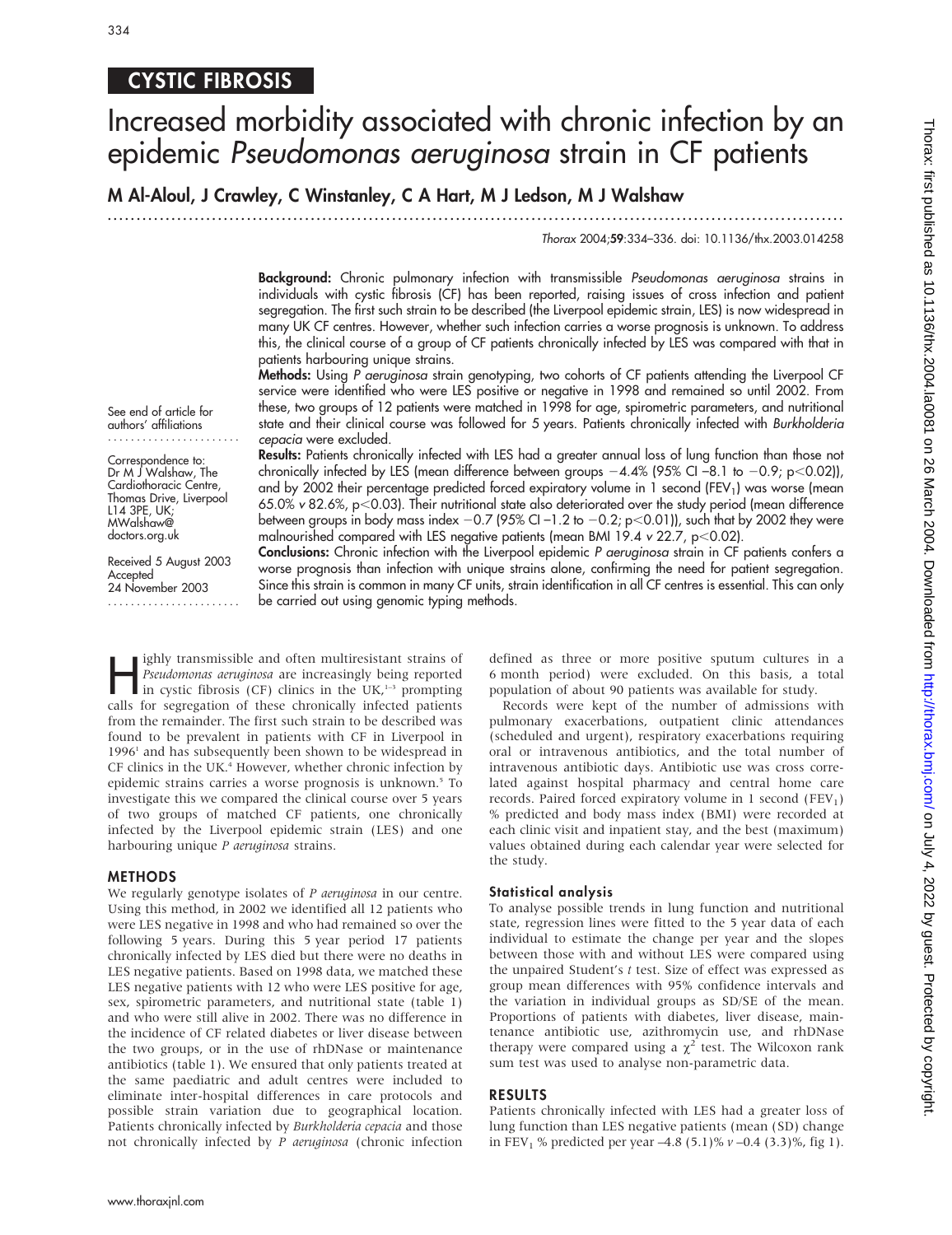CYSTIC FIBROSIS

# Increased morbidity associated with chronic infection by an epidemic *Pseudomonas aeruginosa* strain in CF patients

**M Al-Aloul, J Crawley, C Winstanley, C A Hart, M J Ledson, M J Walshaw**

*Thorax* 2004;**59**:334–336. doi: 10.1136/thx.2003.014258

**Background:** Chronic pulmonary infection with transmissible *Pseudomonas aeruginosa* strains in individuals with cystic fibrosis (CF) has been reported, raising issues of cross infection and patient segregation. The first such strain to be described (the Liverpool epidemic strain, LES) is now widespread in many UK CF centres. However, whether such infection carries a worse prognosis is unknown. To address this, the clinical course of a group of CF patients chronically infected by LES was compared with that in patients harbouring unique strains.

**Methods:** Using *P aeruginosa* strain genotyping, two cohorts of CF patients attending the Liverpool CF service were identified who were LES positive or negative in 1998 and remained so until 2002. From these, two groups of 12 patients were matched in 1998 for age, spirometric parameters, and nutritional state and their clinical course was followed for 5 years. Patients chronically infected with *Burkholderia cepacia* were excluded.

**Results:** Patients chronically infected with LES had a greater annual loss of lung function than those not chronically infected by LES (mean difference between groups −4.4% (95% CI −8.1 to −0.9; $p<0.02$)), and by 2002 their percentage predicted forced expiratory volume in 1 second ($FEV_1$) was worse (mean 65.0% *v* 82.6%, $p<0.03$). Their nutritional state also deteriorated over the study period (mean difference between groups in body mass index −0.7 (95% CI −1.2 to −0.2; $p<0.01$)), such that by 2002 they were malnourished compared with LES negative patients (mean BMI 19.4 *v* 22.7, $p<0.02$).

**Conclusions:** Chronic infection with the Liverpool epidemic *P aeruginosa* strain in CF patients confers a worse prognosis than infection with unique strains alone, confirming the need for patient segregation. Since this strain is common in many CF units, strain identification in all CF centres is essential. This can only be carried out using genomic typing methods.

See end of article for authors' affiliations

Correspondence to: Dr M J Walshaw, The Cardiothoracic Centre, Thomas Drive, Liverpool L14 3PE, UK; MWalshaw@doctors.org.uk

Received 5 August 2003
Accepted 24 November 2003

Highly transmissible and often multiresistant strains of *Pseudomonas aeruginosa* are increasingly being reported in cystic fibrosis (CF) clinics in the UK,[1–3] prompting calls for segregation of these chronically infected patients from the remainder. The first such strain to be described was found to be prevalent in patients with CF in Liverpool in 1996[1] and has subsequently been shown to be widespread in CF clinics in the UK.[4] However, whether chronic infection by epidemic strains carries a worse prognosis is unknown.[5] To investigate this we compared the clinical course over 5 years of two groups of matched CF patients, one chronically infected by the Liverpool epidemic strain (LES) and one harbouring unique *P aeruginosa* strains.

## METHODS

We regularly genotype isolates of *P aeruginosa* in our centre. Using this method, in 2002 we identified all 12 patients who were LES negative in 1998 and who had remained so over the following 5 years. During this 5 year period 17 patients chronically infected by LES died but there were no deaths in LES negative patients. Based on 1998 data, we matched these LES negative patients with 12 who were LES positive for age, sex, spirometric parameters, and nutritional state (table 1) and who were still alive in 2002. There was no difference in the incidence of CF related diabetes or liver disease between the two groups, or in the use of rhDNase or maintenance antibiotics (table 1). We ensured that only patients treated at the same paediatric and adult centres were included to eliminate inter-hospital differences in care protocols and possible strain variation due to geographical location. Patients chronically infected by *Burkholderia cepacia* and those not chronically infected by *P aeruginosa* (chronic infection defined as three or more positive sputum cultures in a 6 month period) were excluded. On this basis, a total population of about 90 patients was available for study.

Records were kept of the number of admissions with pulmonary exacerbations, outpatient clinic attendances (scheduled and urgent), respiratory exacerbations requiring oral or intravenous antibiotics, and the total number of intravenous antibiotic days. Antibiotic use was cross correlated against hospital pharmacy and central home care records. Paired forced expiratory volume in 1 second ($FEV_1$) % predicted and body mass index (BMI) were recorded at each clinic visit and inpatient stay, and the best (maximum) values obtained during each calendar year were selected for the study.

### Statistical analysis

To analyse possible trends in lung function and nutritional state, regression lines were fitted to the 5 year data of each individual to estimate the change per year and the slopes between those with and without LES were compared using the unpaired Student's *t* test. Size of effect was expressed as group mean differences with 95% confidence intervals and the variation in individual groups as SD/SE of the mean. Proportions of patients with diabetes, liver disease, maintenance antibiotic use, azithromycin use, and rhDNase therapy were compared using a $\chi^2$ test. The Wilcoxon rank sum test was used to analyse non-parametric data.

## RESULTS

Patients chronically infected with LES had a greater loss of lung function than LES negative patients (mean (SD) change in $FEV_1$ % predicted per year –4.8 (5.1)% *v* –0.4 (3.3)%, fig 1).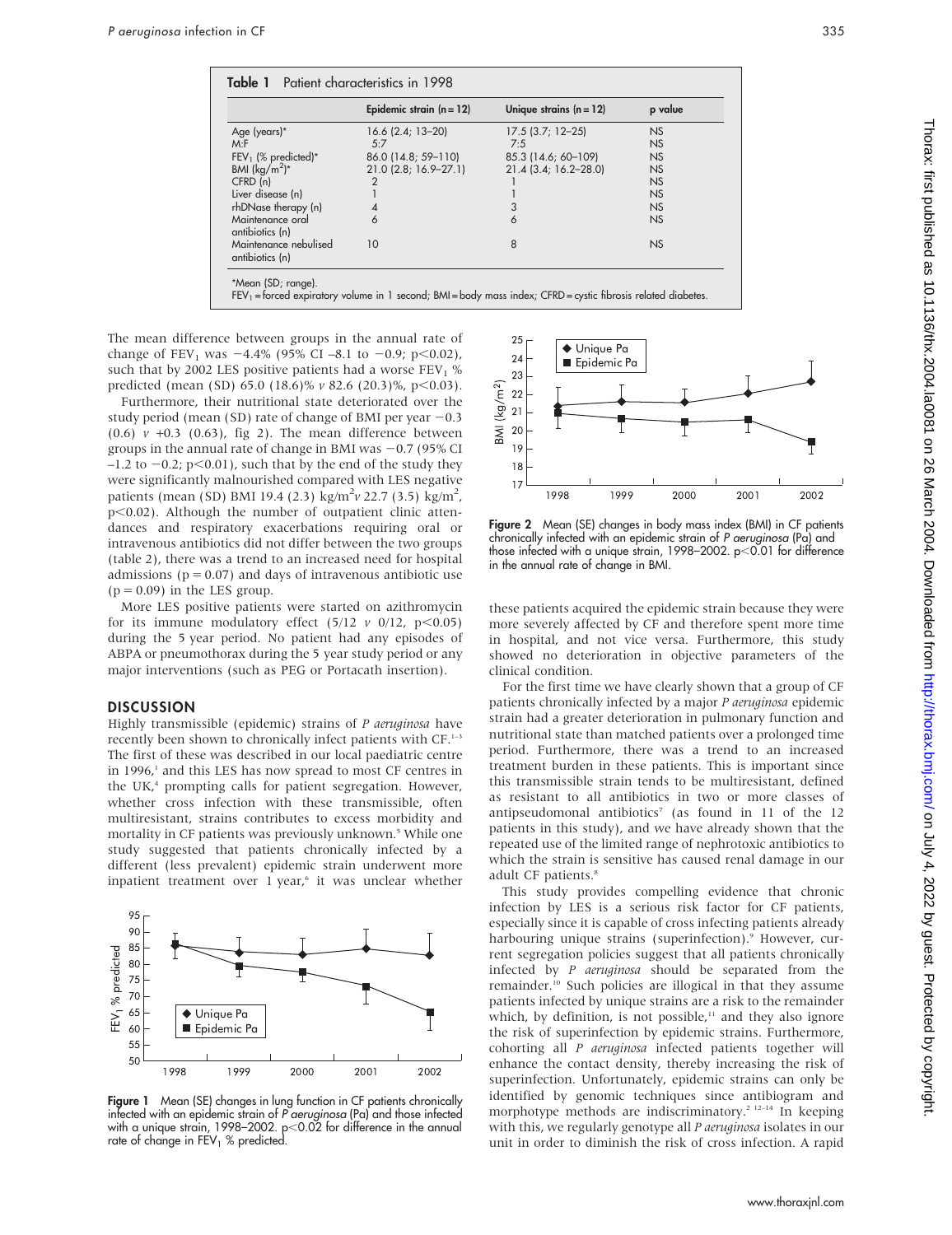**Table 1** Patient characteristics in 1998

| | Epidemic strain (n = 12) | Unique strains (n = 12) | p value |
|---|---|---|---|
| Age (years)* | 16.6 (2.4; 13–20) | 17.5 (3.7; 12–25) | NS |
| M:F | 5:7 | 7:5 | NS |
| $FEV_1$ (% predicted)* | 86.0 (14.8; 59–110) | 85.3 (14.6; 60–109) | NS |
| BMI ($kg/m^2$)* | 21.0 (2.8; 16.9–27.1) | 21.4 (3.4; 16.2–28.0) | NS |
| CFRD (n) | 2 | 1 | NS |
| Liver disease (n) | 1 | 1 | NS |
| rhDNase therapy (n) | 4 | 3 | NS |
| Maintenance oral antibiotics (n) | 6 | 6 | NS |
| Maintenance nebulised antibiotics (n) | 10 | 8 | NS |

*Mean (SD; range).
$FEV_1$ = forced expiratory volume in 1 second; BMI = body mass index; CFRD = cystic fibrosis related diabetes.

The mean difference between groups in the annual rate of change of $FEV_1$ was −4.4% (95% CI −8.1 to −0.9; $p<0.02$), such that by 2002 LES positive patients had a worse $FEV_1$ % predicted (mean (SD) 65.0 (18.6)% *v* 82.6 (20.3)%, $p<0.03$).

Furthermore, their nutritional state deteriorated over the study period (mean (SD) rate of change of BMI per year −0.3 (0.6) *v* +0.3 (0.63), fig 2). The mean difference between groups in the annual rate of change in BMI was −0.7 (95% CI −1.2 to −0.2; $p<0.01$), such that by the end of the study they were significantly malnourished compared with LES negative patients (mean (SD) BMI 19.4 (2.3) $kg/m^2$ *v* 22.7 (3.5) $kg/m^2$, $p<0.02$). Although the number of outpatient clinic attendances and respiratory exacerbations requiring oral or intravenous antibiotics did not differ between the two groups (table 2), there was a trend to an increased need for hospital admissions ($p = 0.07$) and days of intravenous antibiotic use ($p = 0.09$) in the LES group.

More LES positive patients were started on azithromycin for its immune modulatory effect (5/12 *v* 0/12, $p<0.05$) during the 5 year period. No patient had any episodes of ABPA or pneumothorax during the 5 year study period or any major interventions (such as PEG or Portacath insertion).

## DISCUSSION

Highly transmissible (epidemic) strains of *P aeruginosa* have recently been shown to chronically infect patients with CF.[1–3] The first of these was described in our local paediatric centre in 1996,[1] and this LES has now spread to most CF centres in the UK,[4] prompting calls for patient segregation. However, whether cross infection with these transmissible, often multiresistant, strains contributes to excess morbidity and mortality in CF patients was previously unknown.[5] While one study suggested that patients chronically infected by a different (less prevalent) epidemic strain underwent more inpatient treatment over 1 year,[6] it was unclear whether these patients acquired the epidemic strain because they were more severely affected by CF and therefore spent more time in hospital, and not vice versa. Furthermore, this study showed no deterioration in objective parameters of the clinical condition.

For the first time we have clearly shown that a group of CF patients chronically infected by a major *P aeruginosa* epidemic strain had a greater deterioration in pulmonary function and nutritional state than matched patients over a prolonged time period. Furthermore, there was a trend to an increased treatment burden in these patients. This is important since this transmissible strain tends to be multiresistant, defined as resistant to all antibiotics in two or more classes of antipseudomonal antibiotics[7] (as found in 11 of the 12 patients in this study), and we have already shown that the repeated use of the limited range of nephrotoxic antibiotics to which the strain is sensitive has caused renal damage in our adult CF patients.[8]

This study provides compelling evidence that chronic infection by LES is a serious risk factor for CF patients, especially since it is capable of cross infecting patients already harbouring unique strains (superinfection).[9] However, current segregation policies suggest that all patients chronically infected by *P aeruginosa* should be separated from the remainder.[10] Such policies are illogical in that they assume patients infected by unique strains are a risk to the remainder which, by definition, is not possible,[11] and they also ignore the risk of superinfection by epidemic strains. Furthermore, cohorting all *P aeruginosa* infected patients together will enhance the contact density, thereby increasing the risk of superinfection. Unfortunately, epidemic strains can only be identified by genomic techniques since antibiogram and morphotype methods are indiscriminatory.[2 12–14] In keeping with this, we regularly genotype all *P aeruginosa* isolates in our unit in order to diminish the risk of cross infection. A rapid

**Figure 1** Mean (SE) changes in lung function in CF patients chronically infected with an epidemic strain of *P aeruginosa* (Pa) and those infected with a unique strain, 1998–2002. $p<0.02$ for difference in the annual rate of change in $FEV_1$ % predicted.

**Figure 2** Mean (SE) changes in body mass index (BMI) in CF patients chronically infected with an epidemic strain of *P aeruginosa* (Pa) and those infected with a unique strain, 1998–2002. $p<0.01$ for difference in the annual rate of change in BMI.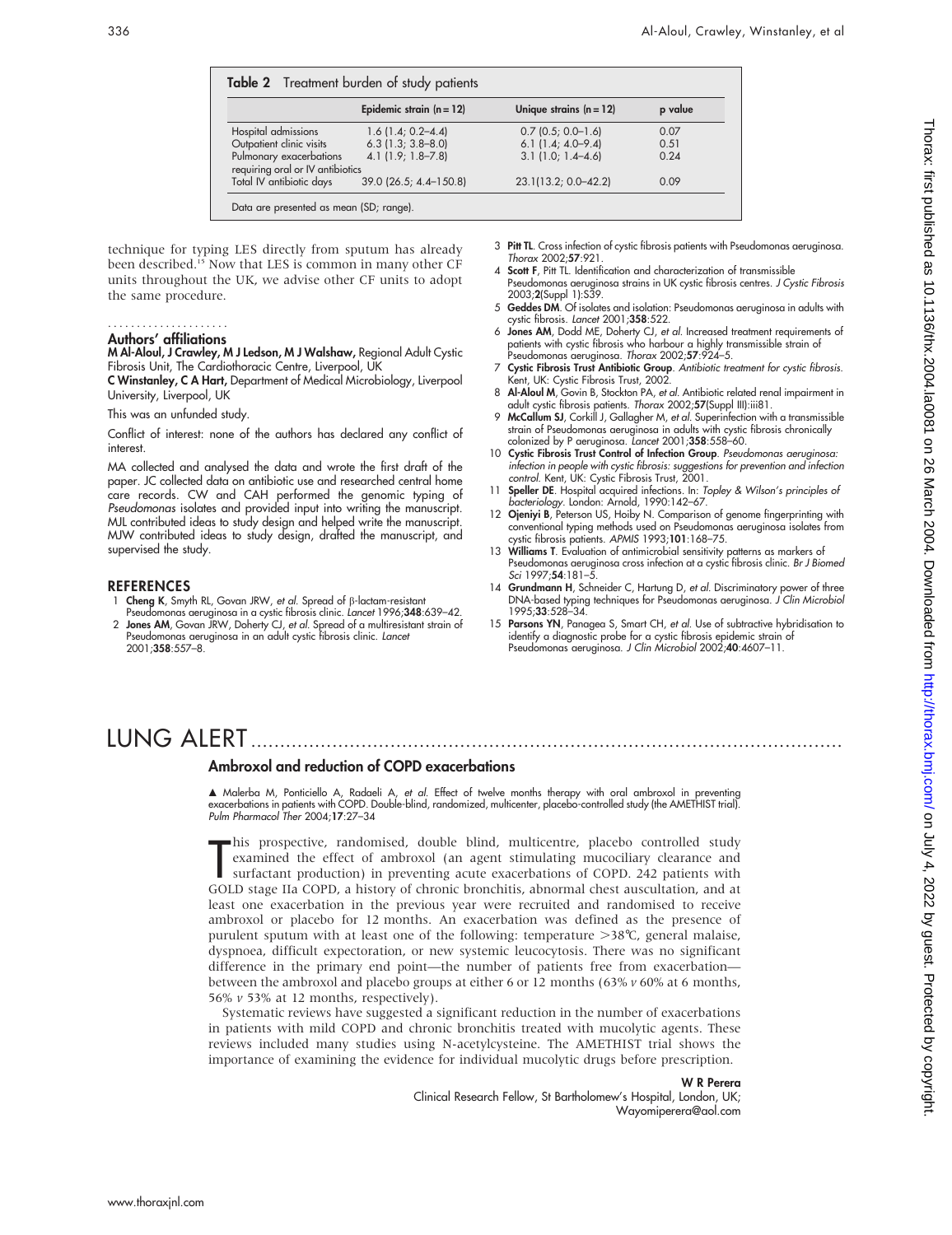**Table 2** Treatment burden of study patients

| | Epidemic strain (n = 12) | Unique strains (n = 12) | p value |
|---|---|---|---|
| Hospital admissions | 1.6 (1.4; 0.2–4.4) | 0.7 (0.5; 0.0–1.6) | 0.07 |
| Outpatient clinic visits | 6.3 (1.3; 3.8–8.0) | 6.1 (1.4; 4.0–9.4) | 0.51 |
| Pulmonary exacerbations requiring oral or IV antibiotics | 4.1 (1.9; 1.8–7.8) | 3.1 (1.0; 1.4–4.6) | 0.24 |
| Total IV antibiotic days | 39.0 (26.5; 4.4–150.8) | 23.1(13.2; 0.0–42.2) | 0.09 |

Data are presented as mean (SD; range).

technique for typing LES directly from sputum has already been described.[15] Now that LES is common in many other CF units throughout the UK, we advise other CF units to adopt the same procedure.

### Authors' affiliations

**M Al-Aloul, J Crawley, M J Ledson, M J Walshaw,** Regional Adult Cystic Fibrosis Unit, The Cardiothoracic Centre, Liverpool, UK
**C Winstanley, C A Hart,** Department of Medical Microbiology, Liverpool University, Liverpool, UK

This was an unfunded study.

Conflict of interest: none of the authors has declared any conflict of interest.

MA collected and analysed the data and wrote the first draft of the paper. JC collected data on antibiotic use and researched central home care records. CW and CAH performed the genomic typing of *Pseudomonas* isolates and provided input into writing the manuscript. MJL contributed ideas to study design and helped write the manuscript. MJW contributed ideas to study design, drafted the manuscript, and supervised the study.

## REFERENCES

1. **Cheng K**, Smyth RL, Govan JRW, *et al*. Spread of β-lactam-resistant Pseudomonas aeruginosa in a cystic fibrosis clinic. *Lancet* 1996;**348**:639–42.
2. **Jones AM**, Govan JRW, Doherty CJ, *et al*. Spread of a multiresistant strain of Pseudomonas aeruginosa in an adult cystic fibrosis clinic. *Lancet* 2001;**358**:557–8.
3. **Pitt TL**. Cross infection of cystic fibrosis patients with Pseudomonas aeruginosa. *Thorax* 2002;**57**:921.
4. **Scott F**, Pitt TL. Identification and characterization of transmissible Pseudomonas aeruginosa strains in UK cystic fibrosis centres. *J Cystic Fibrosis* 2003;**2**(Suppl 1):S39.
5. **Geddes DM**. Of isolates and isolation: Pseudomonas aeruginosa in adults with cystic fibrosis. *Lancet* 2001;**358**:522.
6. **Jones AM**, Dodd ME, Doherty CJ, *et al*. Increased treatment requirements of patients with cystic fibrosis who harbour a highly transmissible strain of Pseudomonas aeruginosa. *Thorax* 2002;**57**:924–5.
7. **Cystic Fibrosis Trust Antibiotic Group**. *Antibiotic treatment for cystic fibrosis.* Kent, UK: Cystic Fibrosis Trust, 2002.
8. **Al-Aloul M**, Govin B, Stockton PA, *et al*. Antibiotic related renal impairment in adult cystic fibrosis patients. *Thorax* 2002;**57**(Suppl III):iii81.
9. **McCallum SJ**, Corkill J, Gallagher M, *et al*. Superinfection with a transmissible strain of Pseudomonas aeruginosa in adults with cystic fibrosis chronically colonized by P aeruginosa. *Lancet* 2001;**358**:558–60.
10. **Cystic Fibrosis Trust Control of Infection Group**. *Pseudomonas aeruginosa: infection in people with cystic fibrosis: suggestions for prevention and infection control.* Kent, UK: Cystic Fibrosis Trust, 2001.
11. **Speller DE**. Hospital acquired infections. In: *Topley & Wilson's principles of bacteriology*. London: Arnold, 1990:142–67.
12. **Ojeniyi B**, Peterson US, Hoiby N. Comparison of genome fingerprinting with conventional typing methods used on Pseudomonas aeruginosa isolates from cystic fibrosis patients. *APMIS* 1993;**101**:168–75.
13. **Williams T**. Evaluation of antimicrobial sensitivity patterns as markers of Pseudomonas aeruginosa cross infection at a cystic fibrosis clinic. *Br J Biomed Sci* 1997;**54**:181–5.
14. **Grundmann H**, Schneider C, Hartung D, *et al*. Discriminatory power of three DNA-based typing techniques for Pseudomonas aeruginosa. *J Clin Microbiol* 1995;**33**:528–34.
15. **Parsons YN**, Panagea S, Smart CH, *et al*. Use of subtractive hybridisation to identify a diagnostic probe for a cystic fibrosis epidemic strain of Pseudomonas aeruginosa. *J Clin Microbiol* 2002;**40**:4607–11.

# LUNG ALERT

## Ambroxol and reduction of COPD exacerbations

▲ Malerba M, Ponticiello A, Radaeli A, *et al*. Effect of twelve months therapy with oral ambroxol in preventing exacerbations in patients with COPD. Double-blind, randomized, multicenter, placebo-controlled study (the AMETHIST trial). *Pulm Pharmacol Ther* 2004;**17**:27–34

This prospective, randomised, double blind, multicentre, placebo controlled study examined the effect of ambroxol (an agent stimulating mucociliary clearance and surfactant production) in preventing acute exacerbations of COPD. 242 patients with GOLD stage IIa COPD, a history of chronic bronchitis, abnormal chest auscultation, and at least one exacerbation in the previous year were recruited and randomised to receive ambroxol or placebo for 12 months. An exacerbation was defined as the presence of purulent sputum with at least one of the following: temperature >38℃, general malaise, dyspnoea, difficult expectoration, or new systemic leucocytosis. There was no significant difference in the primary end point—the number of patients free from exacerbation—between the ambroxol and placebo groups at either 6 or 12 months (63% *v* 60% at 6 months, 56% *v* 53% at 12 months, respectively).

Systematic reviews have suggested a significant reduction in the number of exacerbations in patients with mild COPD and chronic bronchitis treated with mucolytic agents. These reviews included many studies using N-acetylcysteine. The AMETHIST trial shows the importance of examining the evidence for individual mucolytic drugs before prescription.

**W R Perera**
Clinical Research Fellow, St Bartholomew's Hospital, London, UK;
Wayomiperera@aol.com